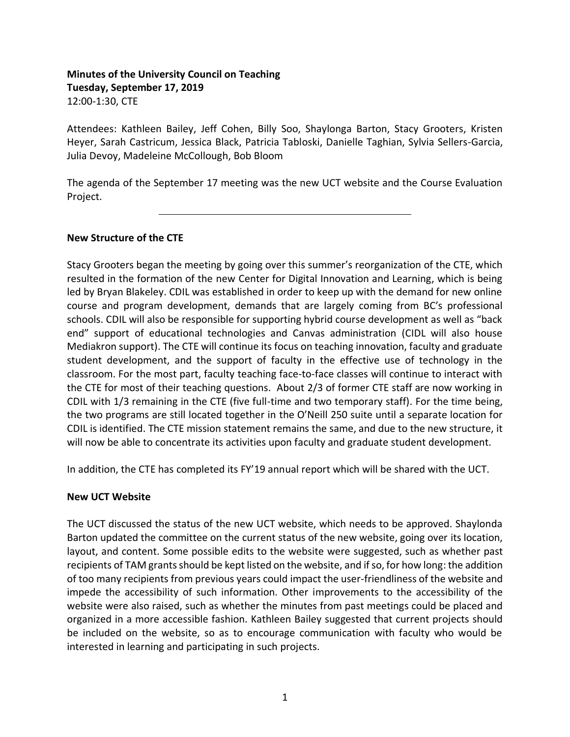**Minutes of the University Council on Teaching**
**Tuesday, September 17, 2019**
12:00-1:30, CTE

Attendees: Kathleen Bailey, Jeff Cohen, Billy Soo, Shaylonga Barton, Stacy Grooters, Kristen Heyer, Sarah Castricum, Jessica Black, Patricia Tabloski, Danielle Taghian, Sylvia Sellers-Garcia, Julia Devoy, Madeleine McCollough, Bob Bloom

The agenda of the September 17 meeting was the new UCT website and the Course Evaluation Project.

---

**New Structure of the CTE**

Stacy Grooters began the meeting by going over this summer's reorganization of the CTE, which resulted in the formation of the new Center for Digital Innovation and Learning, which is being led by Bryan Blakeley. CDIL was established in order to keep up with the demand for new online course and program development, demands that are largely coming from BC's professional schools. CDIL will also be responsible for supporting hybrid course development as well as "back end" support of educational technologies and Canvas administration (CIDL will also house Mediakron support). The CTE will continue its focus on teaching innovation, faculty and graduate student development, and the support of faculty in the effective use of technology in the classroom. For the most part, faculty teaching face-to-face classes will continue to interact with the CTE for most of their teaching questions. About 2/3 of former CTE staff are now working in CDIL with 1/3 remaining in the CTE (five full-time and two temporary staff). For the time being, the two programs are still located together in the O'Neill 250 suite until a separate location for CDIL is identified. The CTE mission statement remains the same, and due to the new structure, it will now be able to concentrate its activities upon faculty and graduate student development.

In addition, the CTE has completed its FY'19 annual report which will be shared with the UCT.

**New UCT Website**

The UCT discussed the status of the new UCT website, which needs to be approved. Shaylonda Barton updated the committee on the current status of the new website, going over its location, layout, and content. Some possible edits to the website were suggested, such as whether past recipients of TAM grants should be kept listed on the website, and if so, for how long: the addition of too many recipients from previous years could impact the user-friendliness of the website and impede the accessibility of such information. Other improvements to the accessibility of the website were also raised, such as whether the minutes from past meetings could be placed and organized in a more accessible fashion. Kathleen Bailey suggested that current projects should be included on the website, so as to encourage communication with faculty who would be interested in learning and participating in such projects.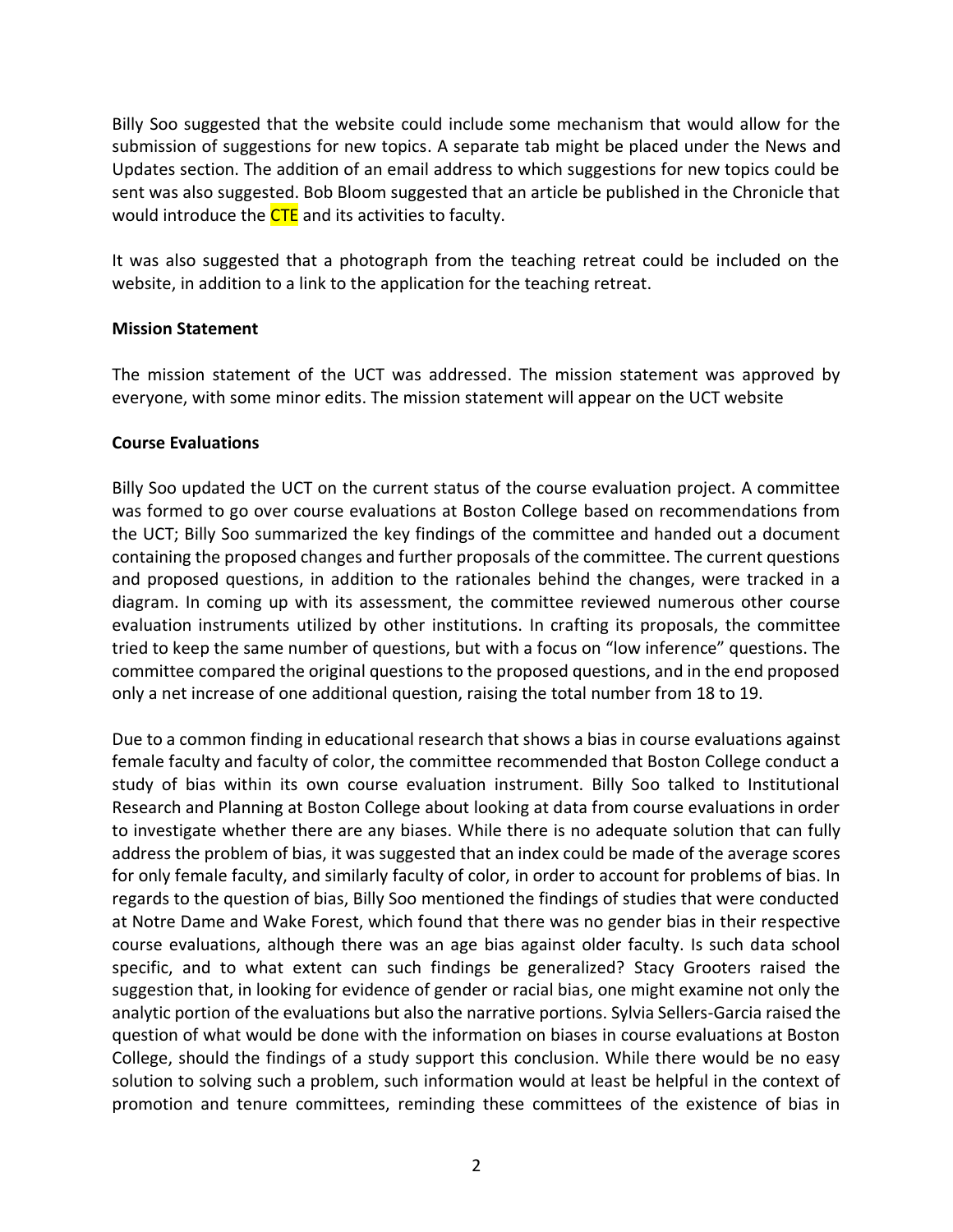Billy Soo suggested that the website could include some mechanism that would allow for the submission of suggestions for new topics. A separate tab might be placed under the News and Updates section. The addition of an email address to which suggestions for new topics could be sent was also suggested. Bob Bloom suggested that an article be published in the Chronicle that would introduce the CTE and its activities to faculty.

It was also suggested that a photograph from the teaching retreat could be included on the website, in addition to a link to the application for the teaching retreat.

**Mission Statement**

The mission statement of the UCT was addressed. The mission statement was approved by everyone, with some minor edits. The mission statement will appear on the UCT website

**Course Evaluations**

Billy Soo updated the UCT on the current status of the course evaluation project. A committee was formed to go over course evaluations at Boston College based on recommendations from the UCT; Billy Soo summarized the key findings of the committee and handed out a document containing the proposed changes and further proposals of the committee. The current questions and proposed questions, in addition to the rationales behind the changes, were tracked in a diagram. In coming up with its assessment, the committee reviewed numerous other course evaluation instruments utilized by other institutions. In crafting its proposals, the committee tried to keep the same number of questions, but with a focus on "low inference" questions. The committee compared the original questions to the proposed questions, and in the end proposed only a net increase of one additional question, raising the total number from 18 to 19.

Due to a common finding in educational research that shows a bias in course evaluations against female faculty and faculty of color, the committee recommended that Boston College conduct a study of bias within its own course evaluation instrument. Billy Soo talked to Institutional Research and Planning at Boston College about looking at data from course evaluations in order to investigate whether there are any biases. While there is no adequate solution that can fully address the problem of bias, it was suggested that an index could be made of the average scores for only female faculty, and similarly faculty of color, in order to account for problems of bias. In regards to the question of bias, Billy Soo mentioned the findings of studies that were conducted at Notre Dame and Wake Forest, which found that there was no gender bias in their respective course evaluations, although there was an age bias against older faculty. Is such data school specific, and to what extent can such findings be generalized? Stacy Grooters raised the suggestion that, in looking for evidence of gender or racial bias, one might examine not only the analytic portion of the evaluations but also the narrative portions. Sylvia Sellers-Garcia raised the question of what would be done with the information on biases in course evaluations at Boston College, should the findings of a study support this conclusion. While there would be no easy solution to solving such a problem, such information would at least be helpful in the context of promotion and tenure committees, reminding these committees of the existence of bias in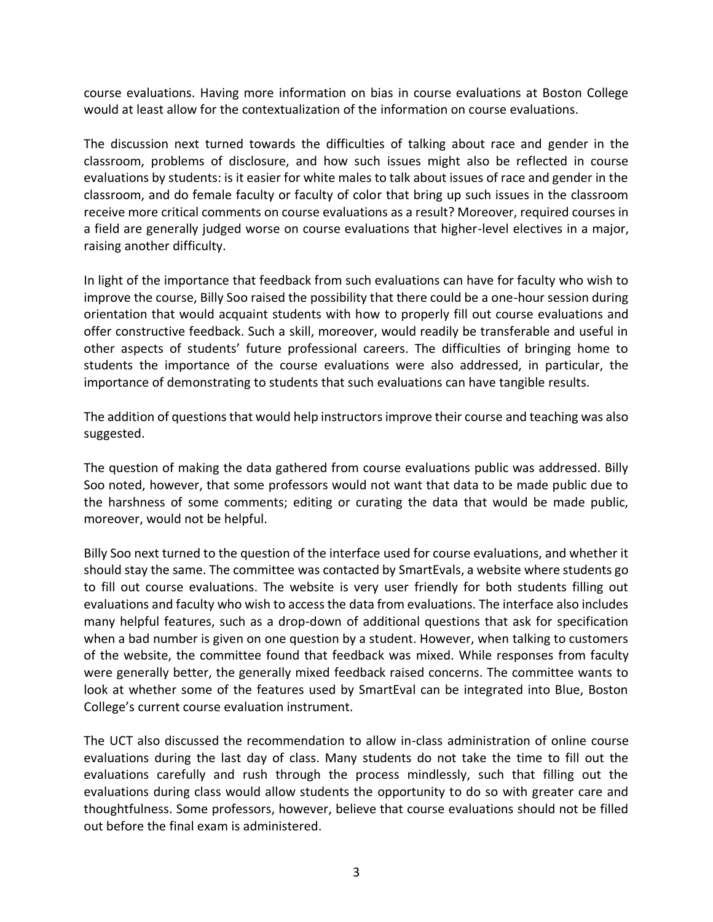course evaluations. Having more information on bias in course evaluations at Boston College would at least allow for the contextualization of the information on course evaluations.

The discussion next turned towards the difficulties of talking about race and gender in the classroom, problems of disclosure, and how such issues might also be reflected in course evaluations by students: is it easier for white males to talk about issues of race and gender in the classroom, and do female faculty or faculty of color that bring up such issues in the classroom receive more critical comments on course evaluations as a result? Moreover, required courses in a field are generally judged worse on course evaluations that higher-level electives in a major, raising another difficulty.

In light of the importance that feedback from such evaluations can have for faculty who wish to improve the course, Billy Soo raised the possibility that there could be a one-hour session during orientation that would acquaint students with how to properly fill out course evaluations and offer constructive feedback. Such a skill, moreover, would readily be transferable and useful in other aspects of students' future professional careers. The difficulties of bringing home to students the importance of the course evaluations were also addressed, in particular, the importance of demonstrating to students that such evaluations can have tangible results.

The addition of questions that would help instructors improve their course and teaching was also suggested.

The question of making the data gathered from course evaluations public was addressed. Billy Soo noted, however, that some professors would not want that data to be made public due to the harshness of some comments; editing or curating the data that would be made public, moreover, would not be helpful.

Billy Soo next turned to the question of the interface used for course evaluations, and whether it should stay the same. The committee was contacted by SmartEvals, a website where students go to fill out course evaluations. The website is very user friendly for both students filling out evaluations and faculty who wish to access the data from evaluations. The interface also includes many helpful features, such as a drop-down of additional questions that ask for specification when a bad number is given on one question by a student. However, when talking to customers of the website, the committee found that feedback was mixed. While responses from faculty were generally better, the generally mixed feedback raised concerns. The committee wants to look at whether some of the features used by SmartEval can be integrated into Blue, Boston College's current course evaluation instrument.

The UCT also discussed the recommendation to allow in-class administration of online course evaluations during the last day of class. Many students do not take the time to fill out the evaluations carefully and rush through the process mindlessly, such that filling out the evaluations during class would allow students the opportunity to do so with greater care and thoughtfulness. Some professors, however, believe that course evaluations should not be filled out before the final exam is administered.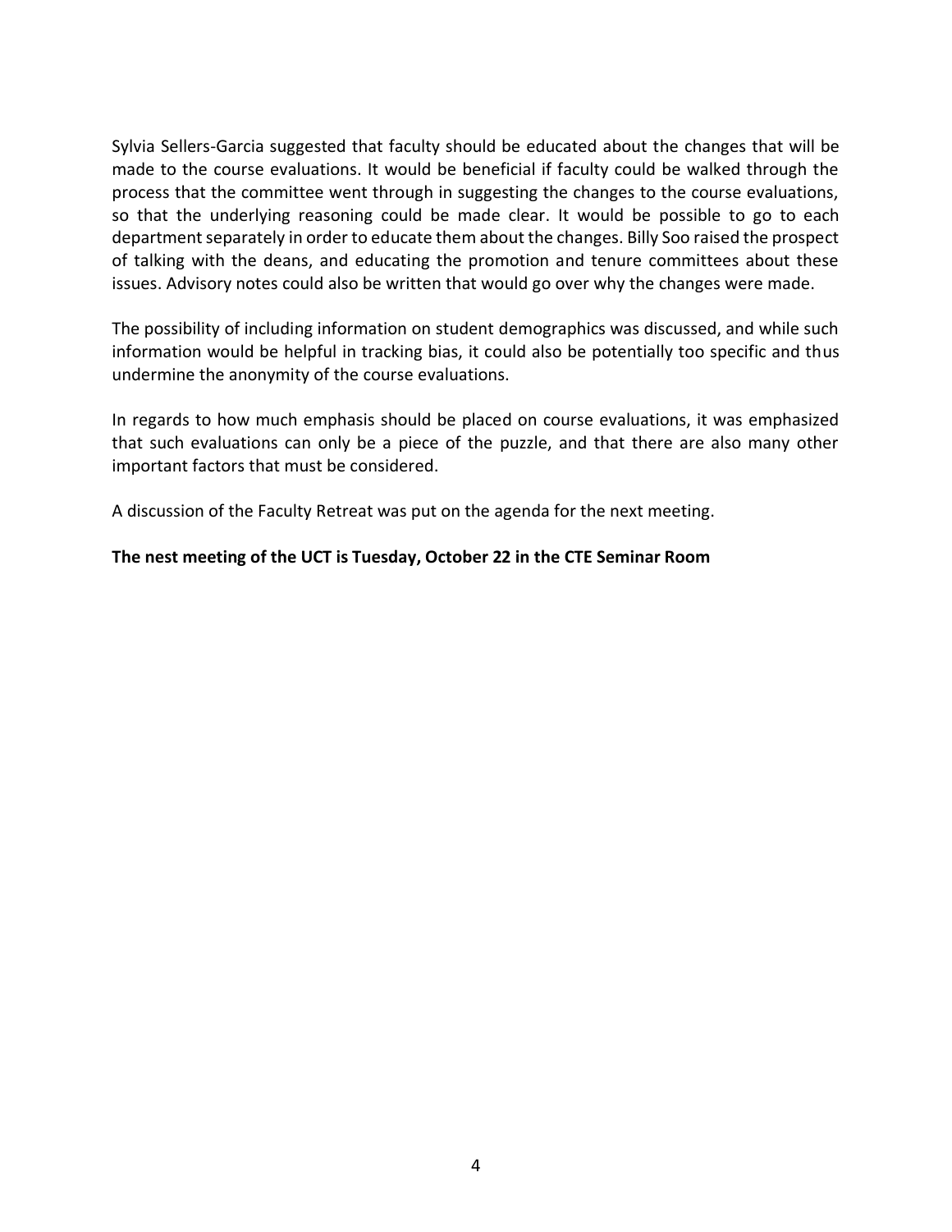Sylvia Sellers-Garcia suggested that faculty should be educated about the changes that will be made to the course evaluations. It would be beneficial if faculty could be walked through the process that the committee went through in suggesting the changes to the course evaluations, so that the underlying reasoning could be made clear. It would be possible to go to each department separately in order to educate them about the changes. Billy Soo raised the prospect of talking with the deans, and educating the promotion and tenure committees about these issues. Advisory notes could also be written that would go over why the changes were made.

The possibility of including information on student demographics was discussed, and while such information would be helpful in tracking bias, it could also be potentially too specific and thus undermine the anonymity of the course evaluations.

In regards to how much emphasis should be placed on course evaluations, it was emphasized that such evaluations can only be a piece of the puzzle, and that there are also many other important factors that must be considered.

A discussion of the Faculty Retreat was put on the agenda for the next meeting.

**The nest meeting of the UCT is Tuesday, October 22 in the CTE Seminar Room**